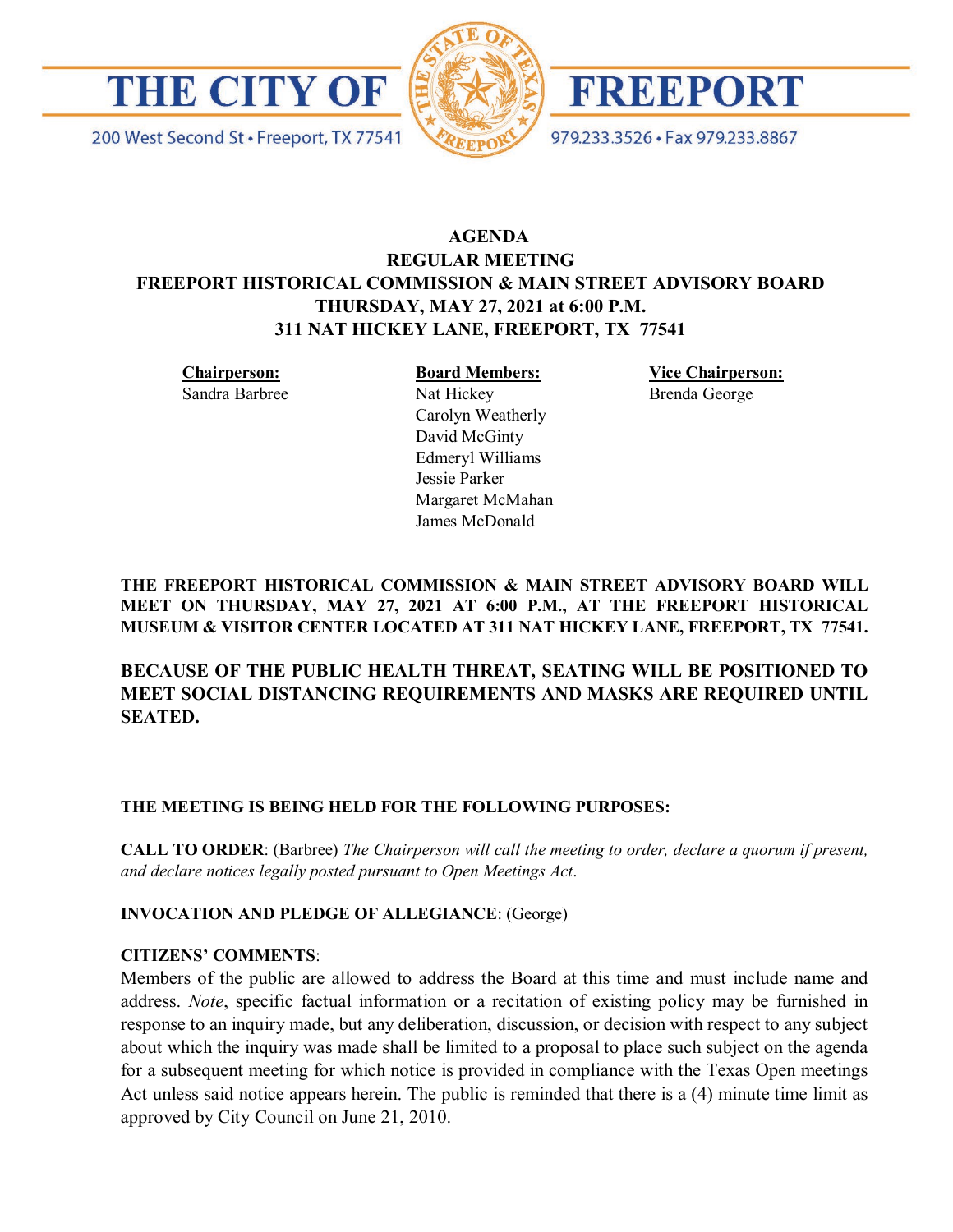# THE CITY OF FREEPORT

200 West Second St • Freeport, TX 77541

979.233.3526 • Fax 979.233.8867

**AGENDA**
**REGULAR MEETING**
**FREEPORT HISTORICAL COMMISSION & MAIN STREET ADVISORY BOARD**
**THURSDAY, MAY 27, 2021 at 6:00 P.M.**
**311 NAT HICKEY LANE, FREEPORT, TX 77541**

**Chairperson:**
Sandra Barbree

**Board Members:**
Nat Hickey
Carolyn Weatherly
David McGinty
Edmeryl Williams
Jessie Parker
Margaret McMahan
James McDonald

**Vice Chairperson:**
Brenda George

**THE FREEPORT HISTORICAL COMMISSION & MAIN STREET ADVISORY BOARD WILL MEET ON THURSDAY, MAY 27, 2021 AT 6:00 P.M., AT THE FREEPORT HISTORICAL MUSEUM & VISITOR CENTER LOCATED AT 311 NAT HICKEY LANE, FREEPORT, TX 77541.**

**BECAUSE OF THE PUBLIC HEALTH THREAT, SEATING WILL BE POSITIONED TO MEET SOCIAL DISTANCING REQUIREMENTS AND MASKS ARE REQUIRED UNTIL SEATED.**

**THE MEETING IS BEING HELD FOR THE FOLLOWING PURPOSES:**

**CALL TO ORDER**: (Barbree) *The Chairperson will call the meeting to order, declare a quorum if present, and declare notices legally posted pursuant to Open Meetings Act.*

**INVOCATION AND PLEDGE OF ALLEGIANCE**: (George)

**CITIZENS' COMMENTS**:
Members of the public are allowed to address the Board at this time and must include name and address. *Note*, specific factual information or a recitation of existing policy may be furnished in response to an inquiry made, but any deliberation, discussion, or decision with respect to any subject about which the inquiry was made shall be limited to a proposal to place such subject on the agenda for a subsequent meeting for which notice is provided in compliance with the Texas Open meetings Act unless said notice appears herein. The public is reminded that there is a (4) minute time limit as approved by City Council on June 21, 2010.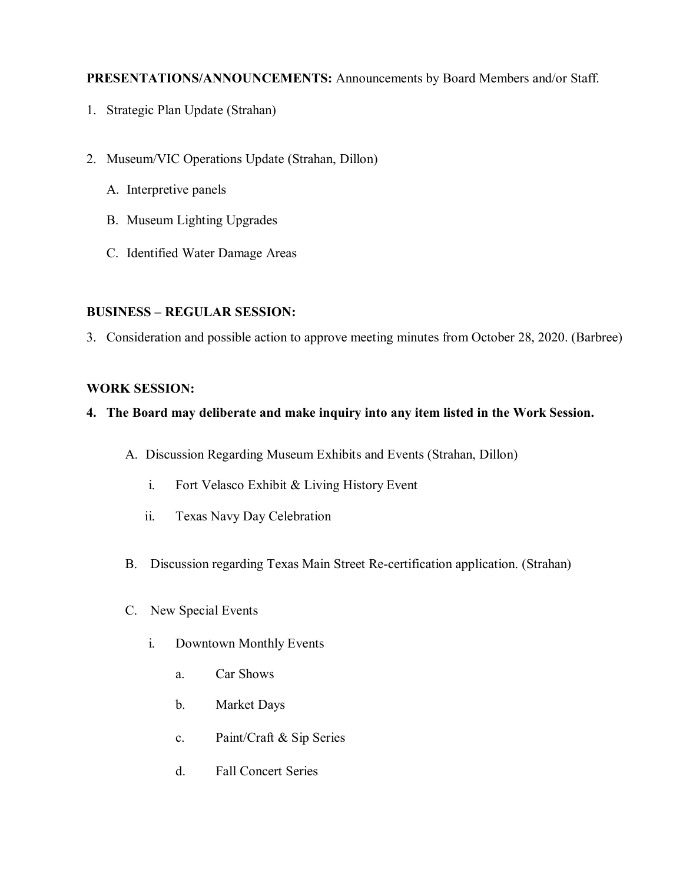**PRESENTATIONS/ANNOUNCEMENTS:** Announcements by Board Members and/or Staff.

1. Strategic Plan Update (Strahan)

2. Museum/VIC Operations Update (Strahan, Dillon)

   A. Interpretive panels

   B. Museum Lighting Upgrades

   C. Identified Water Damage Areas

**BUSINESS – REGULAR SESSION:**

3. Consideration and possible action to approve meeting minutes from October 28, 2020. (Barbree)

**WORK SESSION:**

**4. The Board may deliberate and make inquiry into any item listed in the Work Session.**

   A. Discussion Regarding Museum Exhibits and Events (Strahan, Dillon)

      i. Fort Velasco Exhibit & Living History Event

      ii. Texas Navy Day Celebration

   B. Discussion regarding Texas Main Street Re-certification application. (Strahan)

   C. New Special Events

      i. Downtown Monthly Events

         a. Car Shows

         b. Market Days

         c. Paint/Craft & Sip Series

         d. Fall Concert Series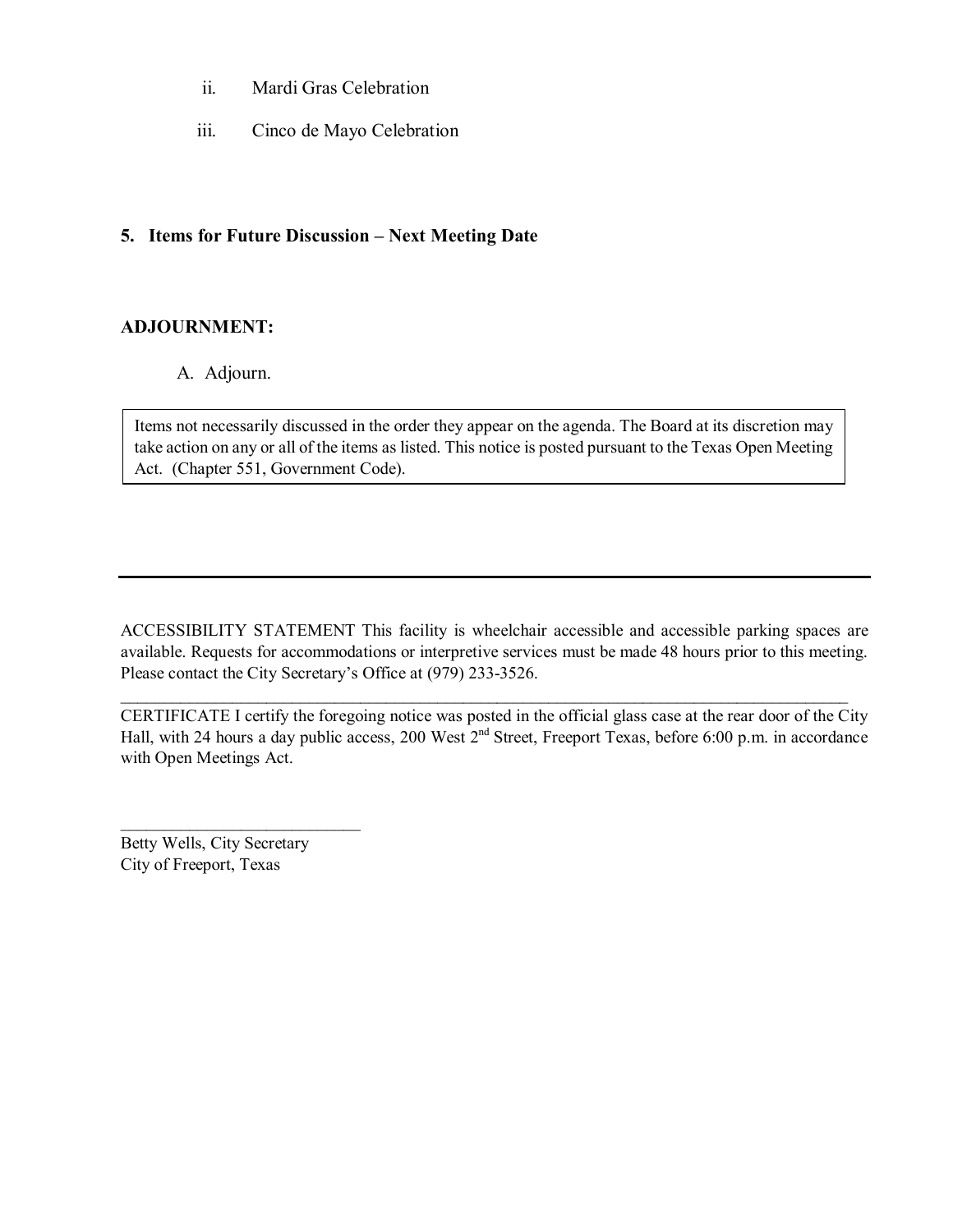ii. Mardi Gras Celebration

iii. Cinco de Mayo Celebration

**5. Items for Future Discussion – Next Meeting Date**

**ADJOURNMENT:**

A. Adjourn.

| |
|---|
| Items not necessarily discussed in the order they appear on the agenda. The Board at its discretion may take action on any or all of the items as listed. This notice is posted pursuant to the Texas Open Meeting Act. (Chapter 551, Government Code). |

---

ACCESSIBILITY STATEMENT This facility is wheelchair accessible and accessible parking spaces are available. Requests for accommodations or interpretive services must be made 48 hours prior to this meeting. Please contact the City Secretary's Office at (979) 233-3526.

---

CERTIFICATE I certify the foregoing notice was posted in the official glass case at the rear door of the City Hall, with 24 hours a day public access, 200 West 2nd Street, Freeport Texas, before 6:00 p.m. in accordance with Open Meetings Act.

\_\_\_\_\_\_\_\_\_\_\_\_\_\_\_\_\_\_\_\_\_\_\_\_\_\_\_\_

Betty Wells, City Secretary
City of Freeport, Texas